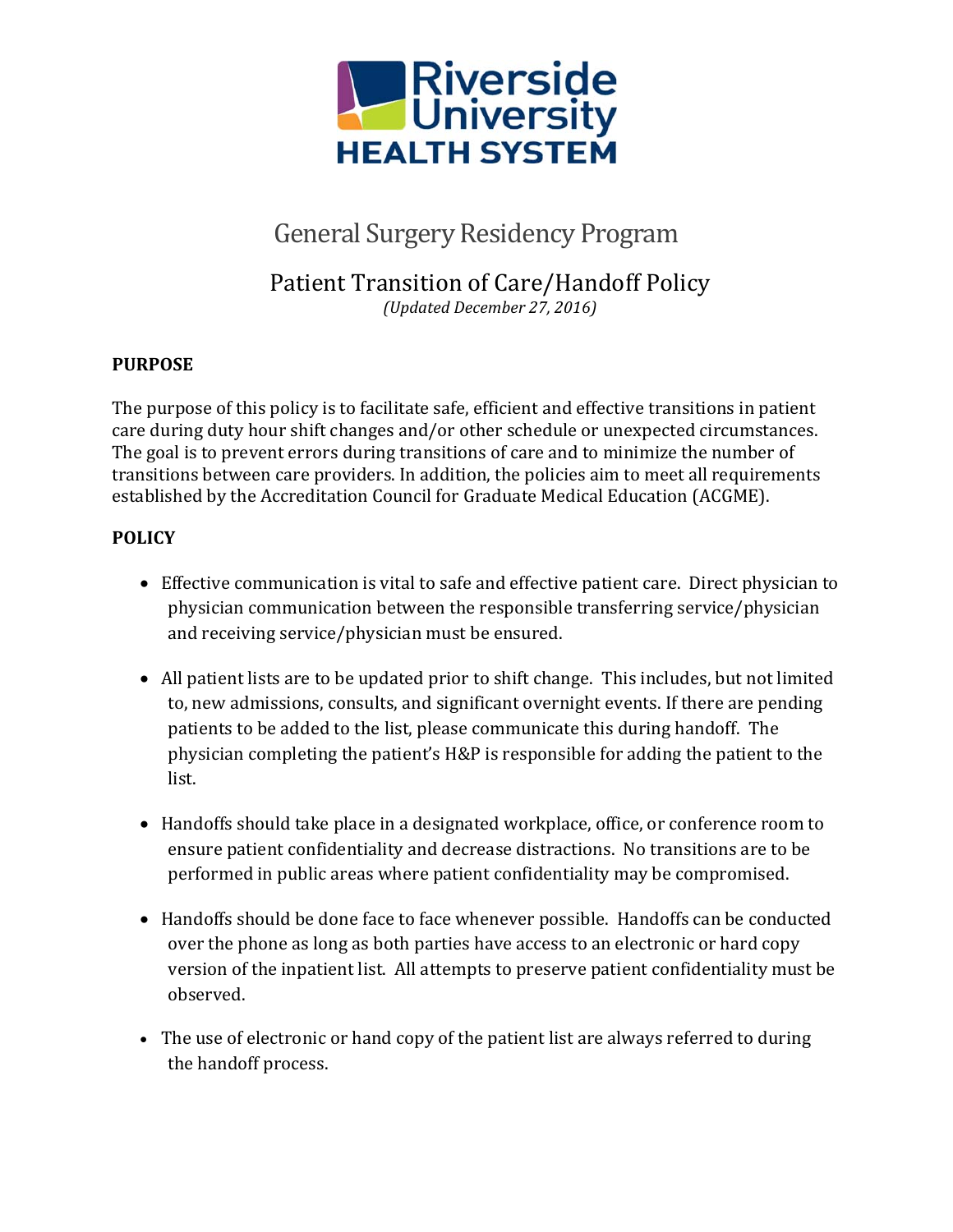Riverside University
HEALTH SYSTEM

# General Surgery Residency Program

## Patient Transition of Care/Handoff Policy

*(Updated December 27, 2016)*

**PURPOSE**

The purpose of this policy is to facilitate safe, efficient and effective transitions in patient care during duty hour shift changes and/or other schedule or unexpected circumstances. The goal is to prevent errors during transitions of care and to minimize the number of transitions between care providers. In addition, the policies aim to meet all requirements established by the Accreditation Council for Graduate Medical Education (ACGME).

**POLICY**

- Effective communication is vital to safe and effective patient care. Direct physician to physician communication between the responsible transferring service/physician and receiving service/physician must be ensured.
- All patient lists are to be updated prior to shift change. This includes, but not limited to, new admissions, consults, and significant overnight events. If there are pending patients to be added to the list, please communicate this during handoff. The physician completing the patient's H&P is responsible for adding the patient to the list.
- Handoffs should take place in a designated workplace, office, or conference room to ensure patient confidentiality and decrease distractions. No transitions are to be performed in public areas where patient confidentiality may be compromised.
- Handoffs should be done face to face whenever possible. Handoffs can be conducted over the phone as long as both parties have access to an electronic or hard copy version of the inpatient list. All attempts to preserve patient confidentiality must be observed.
- The use of electronic or hand copy of the patient list are always referred to during the handoff process.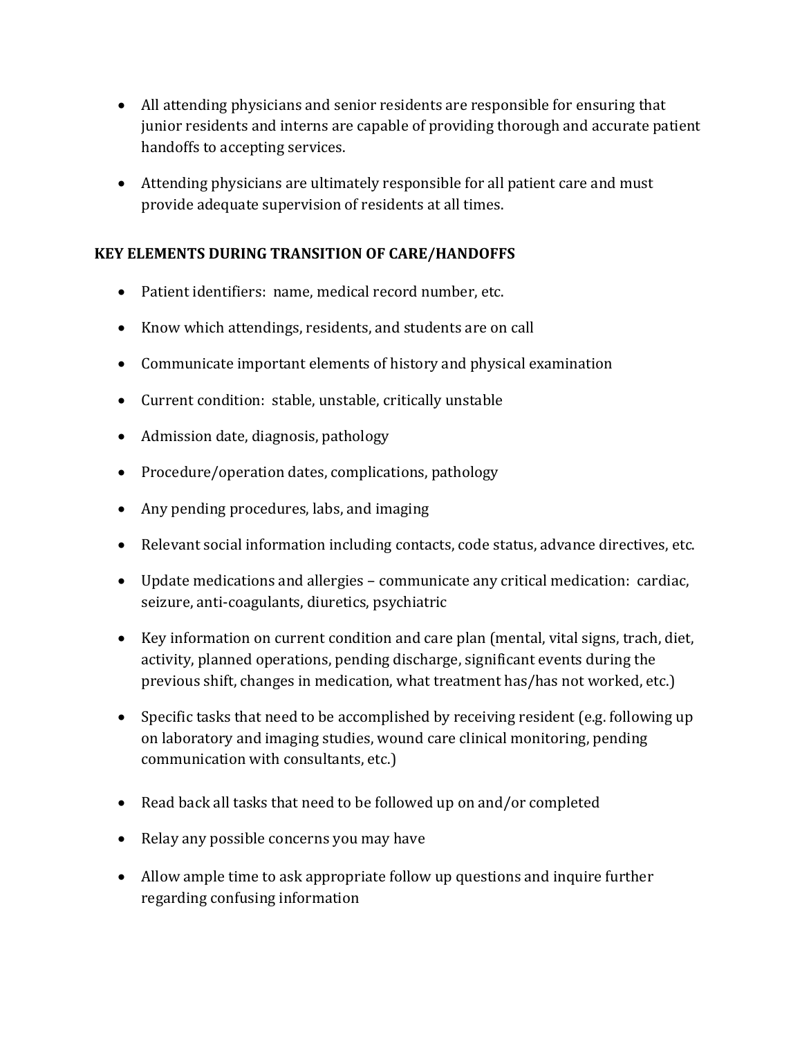- All attending physicians and senior residents are responsible for ensuring that junior residents and interns are capable of providing thorough and accurate patient handoffs to accepting services.

- Attending physicians are ultimately responsible for all patient care and must provide adequate supervision of residents at all times.

**KEY ELEMENTS DURING TRANSITION OF CARE/HANDOFFS**

- Patient identifiers: name, medical record number, etc.

- Know which attendings, residents, and students are on call

- Communicate important elements of history and physical examination

- Current condition: stable, unstable, critically unstable

- Admission date, diagnosis, pathology

- Procedure/operation dates, complications, pathology

- Any pending procedures, labs, and imaging

- Relevant social information including contacts, code status, advance directives, etc.

- Update medications and allergies – communicate any critical medication: cardiac, seizure, anti-coagulants, diuretics, psychiatric

- Key information on current condition and care plan (mental, vital signs, trach, diet, activity, planned operations, pending discharge, significant events during the previous shift, changes in medication, what treatment has/has not worked, etc.)

- Specific tasks that need to be accomplished by receiving resident (e.g. following up on laboratory and imaging studies, wound care clinical monitoring, pending communication with consultants, etc.)

- Read back all tasks that need to be followed up on and/or completed

- Relay any possible concerns you may have

- Allow ample time to ask appropriate follow up questions and inquire further regarding confusing information